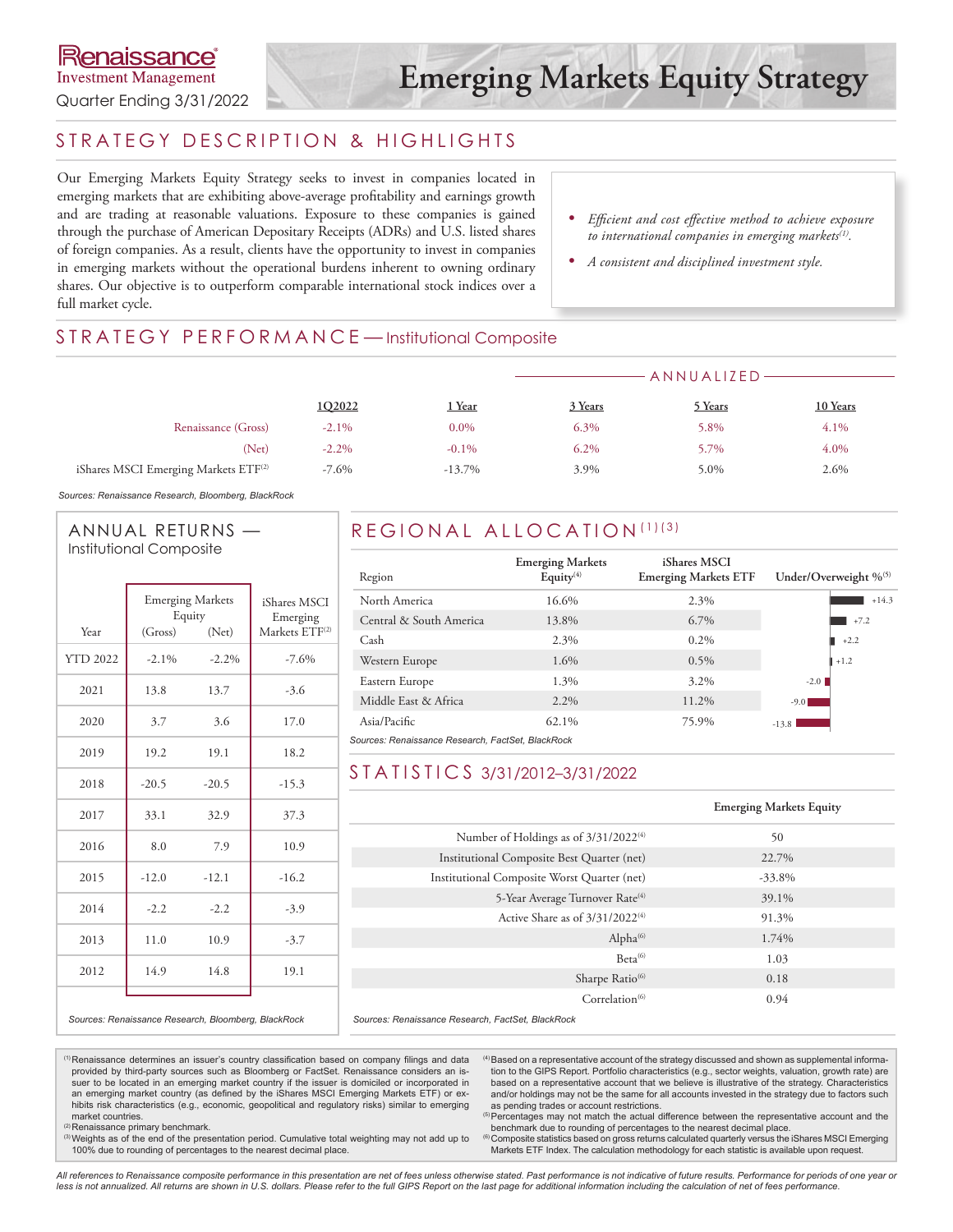Renaissance Investment Management

Quarter Ending 3/31/2022

# Emerging Markets Equity Strategy

## STRATEGY DESCRIPTION & HIGHLIGHTS

Our Emerging Markets Equity Strategy seeks to invest in companies located in emerging markets that are exhibiting above-average profitability and earnings growth and are trading at reasonable valuations. Exposure to these companies is gained through the purchase of American Depositary Receipts (ADRs) and U.S. listed shares of foreign companies. As a result, clients have the opportunity to invest in companies in emerging markets without the operational burdens inherent to owning ordinary shares. Our objective is to outperform comparable international stock indices over a full market cycle.

- *Efficient and cost effective method to achieve exposure to international companies in emerging markets[1].*
- *A consistent and disciplined investment style.*

## STRATEGY PERFORMANCE — Institutional Composite

| | 1Q2022 | 1 Year | 3 Years (Annualized) | 5 Years (Annualized) | 10 Years (Annualized) |
|---|---|---|---|---|---|
| Renaissance (Gross) | -2.1% | 0.0% | 6.3% | 5.8% | 4.1% |
| (Net) | -2.2% | -0.1% | 6.2% | 5.7% | 4.0% |
| iShares MSCI Emerging Markets ETF[2] | -7.6% | -13.7% | 3.9% | 5.0% | 2.6% |

*Sources: Renaissance Research, Bloomberg, BlackRock*

## ANNUAL RETURNS — Institutional Composite

| Year | Emerging Markets Equity (Gross) | Emerging Markets Equity (Net) | iShares MSCI Emerging Markets ETF[2] |
|---|---|---|---|
| YTD 2022 | -2.1% | -2.2% | -7.6% |
| 2021 | 13.8 | 13.7 | -3.6 |
| 2020 | 3.7 | 3.6 | 17.0 |
| 2019 | 19.2 | 19.1 | 18.2 |
| 2018 | -20.5 | -20.5 | -15.3 |
| 2017 | 33.1 | 32.9 | 37.3 |
| 2016 | 8.0 | 7.9 | 10.9 |
| 2015 | -12.0 | -12.1 | -16.2 |
| 2014 | -2.2 | -2.2 | -3.9 |
| 2013 | 11.0 | 10.9 | -3.7 |
| 2012 | 14.9 | 14.8 | 19.1 |

*Sources: Renaissance Research, Bloomberg, BlackRock*

## REGIONAL ALLOCATION[1][3]

| Region | Emerging Markets Equity[4] | iShares MSCI Emerging Markets ETF | Under/Overweight %[5] |
|---|---|---|---|
| North America | 16.6% | 2.3% | +14.3 |
| Central & South America | 13.8% | 6.7% | +7.2 |
| Cash | 2.3% | 0.2% | +2.2 |
| Western Europe | 1.6% | 0.5% | +1.2 |
| Eastern Europe | 1.3% | 3.2% | -2.0 |
| Middle East & Africa | 2.2% | 11.2% | -9.0 |
| Asia/Pacific | 62.1% | 75.9% | -13.8 |

*Sources: Renaissance Research, FactSet, BlackRock*

## STATISTICS 3/31/2012–3/31/2022

| | Emerging Markets Equity |
|---|---|
| Number of Holdings as of 3/31/2022[4] | 50 |
| Institutional Composite Best Quarter (net) | 22.7% |
| Institutional Composite Worst Quarter (net) | -33.8% |
| 5-Year Average Turnover Rate[4] | 39.1% |
| Active Share as of 3/31/2022[4] | 91.3% |
| Alpha[6] | 1.74% |
| Beta[6] | 1.03 |
| Sharpe Ratio[6] | 0.18 |
| Correlation[6] | 0.94 |

*Sources: Renaissance Research, FactSet, BlackRock*

[1] Renaissance determines an issuer's country classification based on company filings and data provided by third-party sources such as Bloomberg or FactSet. Renaissance considers an issuer to be located in an emerging market country if the issuer is domiciled or incorporated in an emerging market country (as defined by the iShares MSCI Emerging Markets ETF) or exhibits risk characteristics (e.g., economic, geopolitical and regulatory risks) similar to emerging market countries.
[2] Renaissance primary benchmark.
[3] Weights as of the end of the presentation period. Cumulative total weighting may not add up to 100% due to rounding of percentages to the nearest decimal place.
[4] Based on a representative account of the strategy discussed and shown as supplemental information to the GIPS Report. Portfolio characteristics (e.g., sector weights, valuation, growth rate) are based on a representative account that we believe is illustrative of the strategy. Characteristics and/or holdings may not be the same for all accounts invested in the strategy due to factors such as pending trades or account restrictions.
[5] Percentages may not match the actual difference between the representative account and the benchmark due to rounding of percentages to the nearest decimal place.
[6] Composite statistics based on gross returns calculated quarterly versus the iShares MSCI Emerging Markets ETF Index. The calculation methodology for each statistic is available upon request.

*All references to Renaissance composite performance in this presentation are net of fees unless otherwise stated. Past performance is not indicative of future results. Performance for periods of one year or less is not annualized. All returns are shown in U.S. dollars. Please refer to the full GIPS Report on the last page for additional information including the calculation of net of fees performance.*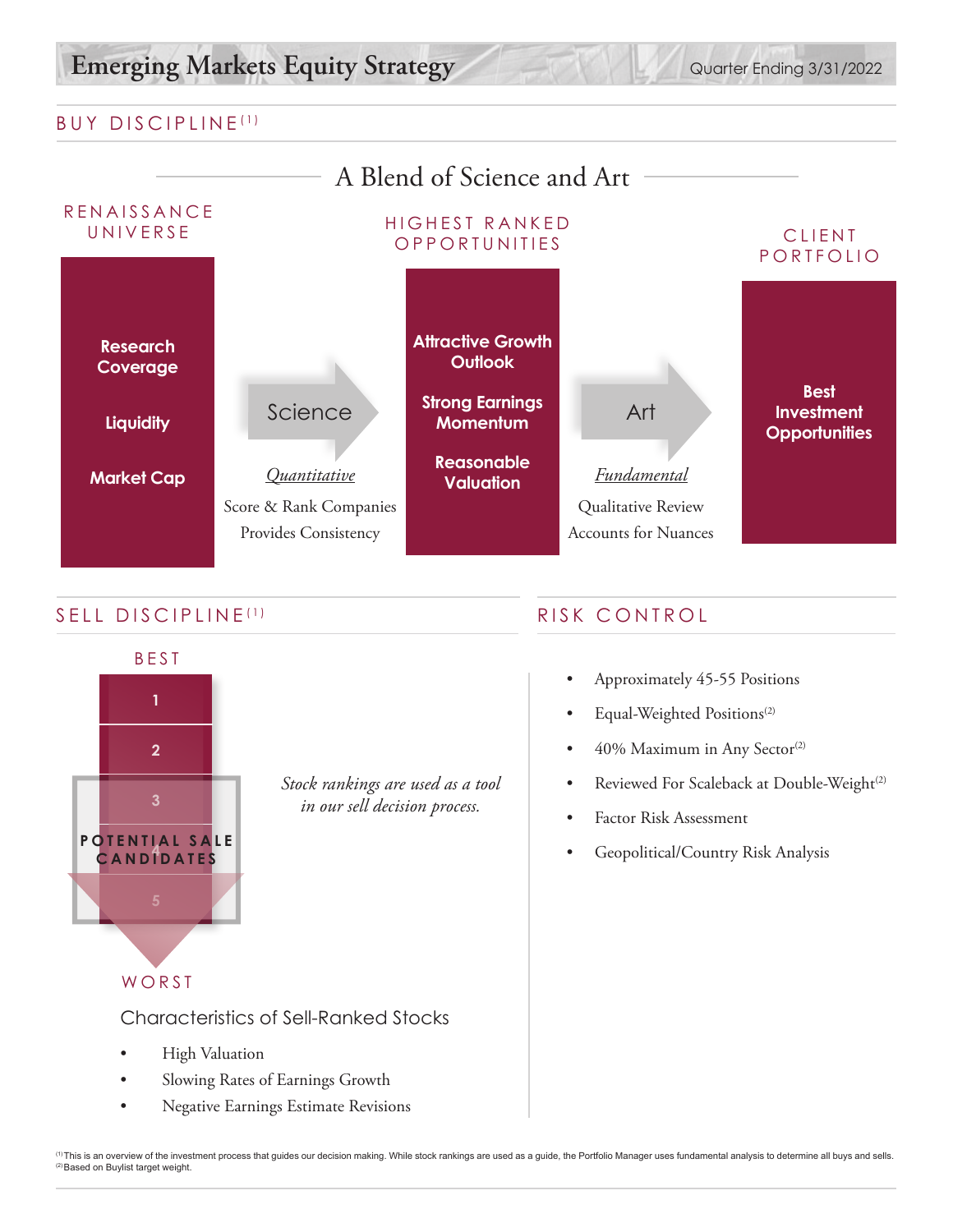# Emerging Markets Equity Strategy

Quarter Ending 3/31/2022

## BUY DISCIPLINE[1]

### A Blend of Science and Art

**RENAISSANCE UNIVERSE**

- **Research Coverage**
- **Liquidity**
- **Market Cap**

**Science**

*Quantitative*

Score & Rank Companies
Provides Consistency

**HIGHEST RANKED OPPORTUNITIES**

- **Attractive Growth Outlook**
- **Strong Earnings Momentum**
- **Reasonable Valuation**

**Art**

*Fundamental*

Qualitative Review
Accounts for Nuances

**CLIENT PORTFOLIO**

- **Best Investment Opportunities**

## SELL DISCIPLINE[1]

BEST

1
2
3
4
5

POTENTIAL SALE CANDIDATES

WORST

*Stock rankings are used as a tool in our sell decision process.*

### Characteristics of Sell-Ranked Stocks

- High Valuation
- Slowing Rates of Earnings Growth
- Negative Earnings Estimate Revisions

## RISK CONTROL

- Approximately 45-55 Positions
- Equal-Weighted Positions[2]
- 40% Maximum in Any Sector[2]
- Reviewed For Scaleback at Double-Weight[2]
- Factor Risk Assessment
- Geopolitical/Country Risk Analysis

[1] This is an overview of the investment process that guides our decision making. While stock rankings are used as a guide, the Portfolio Manager uses fundamental analysis to determine all buys and sells.
[2] Based on Buylist target weight.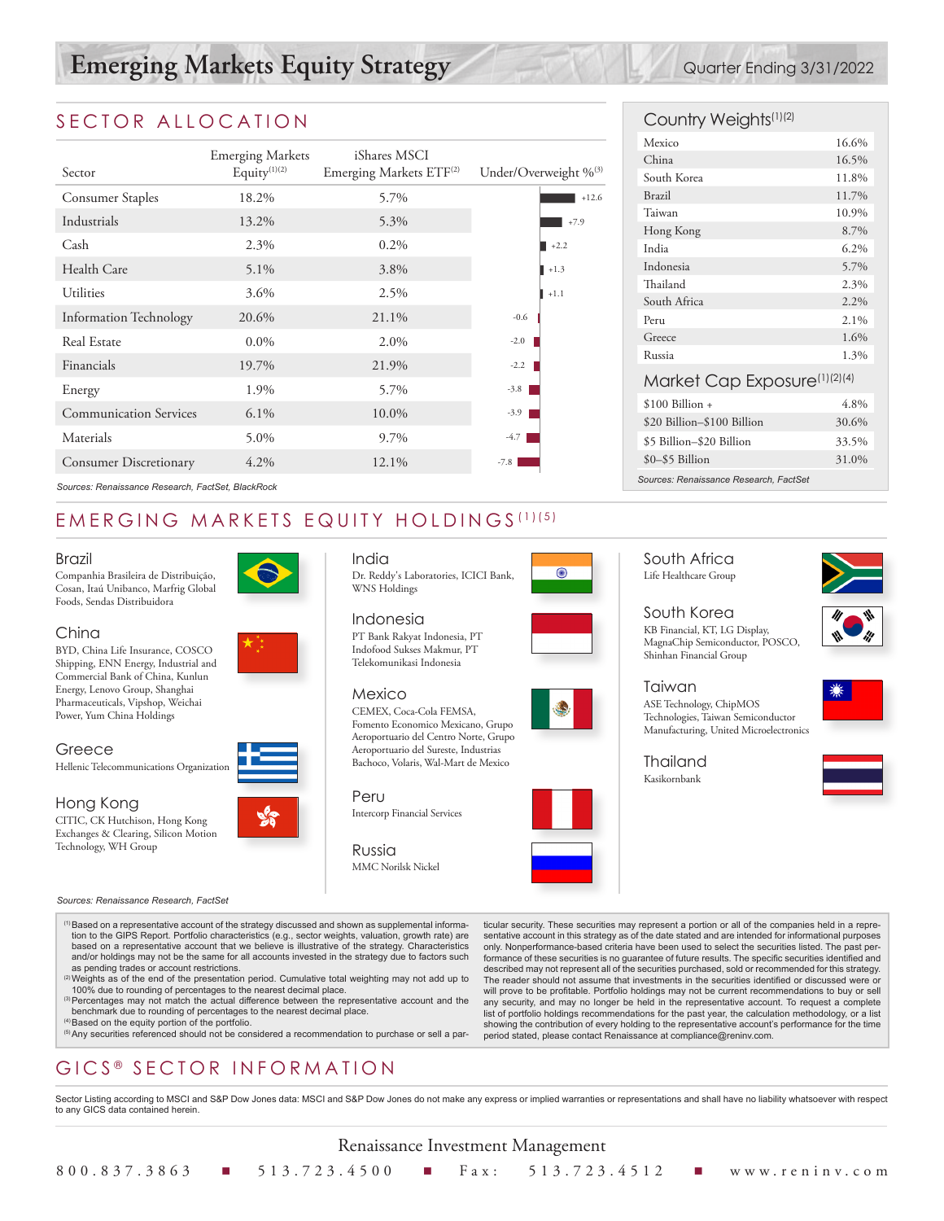# Emerging Markets Equity Strategy

Quarter Ending 3/31/2022

## SECTOR ALLOCATION

| Sector | Emerging Markets Equity[1][2] | iShares MSCI Emerging Markets ETF[2] | Under/Overweight %[3] |
|---|---|---|---|
| Consumer Staples | 18.2% | 5.7% | +12.6 |
| Industrials | 13.2% | 5.3% | +7.9 |
| Cash | 2.3% | 0.2% | +2.2 |
| Health Care | 5.1% | 3.8% | +1.3 |
| Utilities | 3.6% | 2.5% | +1.1 |
| Information Technology | 20.6% | 21.1% | -0.6 |
| Real Estate | 0.0% | 2.0% | -2.0 |
| Financials | 19.7% | 21.9% | -2.2 |
| Energy | 1.9% | 5.7% | -3.8 |
| Communication Services | 6.1% | 10.0% | -3.9 |
| Materials | 5.0% | 9.7% | -4.7 |
| Consumer Discretionary | 4.2% | 12.1% | -7.8 |

*Sources: Renaissance Research, FactSet, BlackRock*

## Country Weights[1][2]

| Country | Weight |
|---|---|
| Mexico | 16.6% |
| China | 16.5% |
| South Korea | 11.8% |
| Brazil | 11.7% |
| Taiwan | 10.9% |
| Hong Kong | 8.7% |
| India | 6.2% |
| Indonesia | 5.7% |
| Thailand | 2.3% |
| South Africa | 2.2% |
| Peru | 2.1% |
| Greece | 1.6% |
| Russia | 1.3% |

## Market Cap Exposure[1][2][4]

| Market Cap | Exposure |
|---|---|
| $100 Billion + | 4.8% |
| $20 Billion–$100 Billion | 30.6% |
| $5 Billion–$20 Billion | 33.5% |
| $0–$5 Billion | 31.0% |

*Sources: Renaissance Research, FactSet*

## EMERGING MARKETS EQUITY HOLDINGS[1][5]

### Brazil
Companhia Brasileira de Distribuição, Cosan, Itaú Unibanco, Marfrig Global Foods, Sendas Distribuidora

### China
BYD, China Life Insurance, COSCO Shipping, ENN Energy, Industrial and Commercial Bank of China, Kunlun Energy, Lenovo Group, Shanghai Pharmaceuticals, Vipshop, Weichai Power, Yum China Holdings

### Greece
Hellenic Telecommunications Organization

### Hong Kong
CITIC, CK Hutchison, Hong Kong Exchanges & Clearing, Silicon Motion Technology, WH Group

### India
Dr. Reddy's Laboratories, ICICI Bank, WNS Holdings

### Indonesia
PT Bank Rakyat Indonesia, PT Indofood Sukses Makmur, PT Telekomunikasi Indonesia

### Mexico
CEMEX, Coca-Cola FEMSA, Fomento Economico Mexicano, Grupo Aeroportuario del Centro Norte, Grupo Aeroportuario del Sureste, Industrias Bachoco, Volaris, Wal-Mart de Mexico

### Peru
Intercorp Financial Services

### Russia
MMC Norilsk Nickel

### South Africa
Life Healthcare Group

### South Korea
KB Financial, KT, LG Display, MagnaChip Semiconductor, POSCO, Shinhan Financial Group

### Taiwan
ASE Technology, ChipMOS Technologies, Taiwan Semiconductor Manufacturing, United Microelectronics

### Thailand
Kasikornbank

*Sources: Renaissance Research, FactSet*

[1] Based on a representative account of the strategy discussed and shown as supplemental information to the GIPS Report. Portfolio characteristics (e.g., sector weights, valuation, growth rate) are based on a representative account that we believe is illustrative of the strategy. Characteristics and/or holdings may not be the same for all accounts invested in the strategy due to factors such as pending trades or account restrictions.
[2] Weights as of the end of the presentation period. Cumulative total weighting may not add up to 100% due to rounding of percentages to the nearest decimal place.
[3] Percentages may not match the actual difference between the representative account and the benchmark due to rounding of percentages to the nearest decimal place.
[4] Based on the equity portion of the portfolio.
[5] Any securities referenced should not be considered a recommendation to purchase or sell a particular security. These securities may represent a portion or all of the companies held in a representative account in this strategy as of the date stated and are intended for informational purposes only. Nonperformance-based criteria have been used to select the securities listed. The past performance of these securities is no guarantee of future results. The specific securities identified and described may not represent all of the securities purchased, sold or recommended for this strategy. The reader should not assume that investments in the securities identified or discussed were or will prove to be profitable. Portfolio holdings may not be current recommendations to buy or sell any security, and may no longer be held in the representative account. To request a complete list of portfolio holdings recommendations for the past year, the calculation methodology, or a list showing the contribution of every holding to the representative account's performance for the time period stated, please contact Renaissance at compliance@reninv.com.

## GICS® SECTOR INFORMATION

Sector Listing according to MSCI and S&P Dow Jones data: MSCI and S&P Dow Jones do not make any express or implied warranties or representations and shall have no liability whatsoever with respect to any GICS data contained herein.

Renaissance Investment Management

800.837.3863 ■ 513.723.4500 ■ Fax: 513.723.4512 ■ www.reninv.com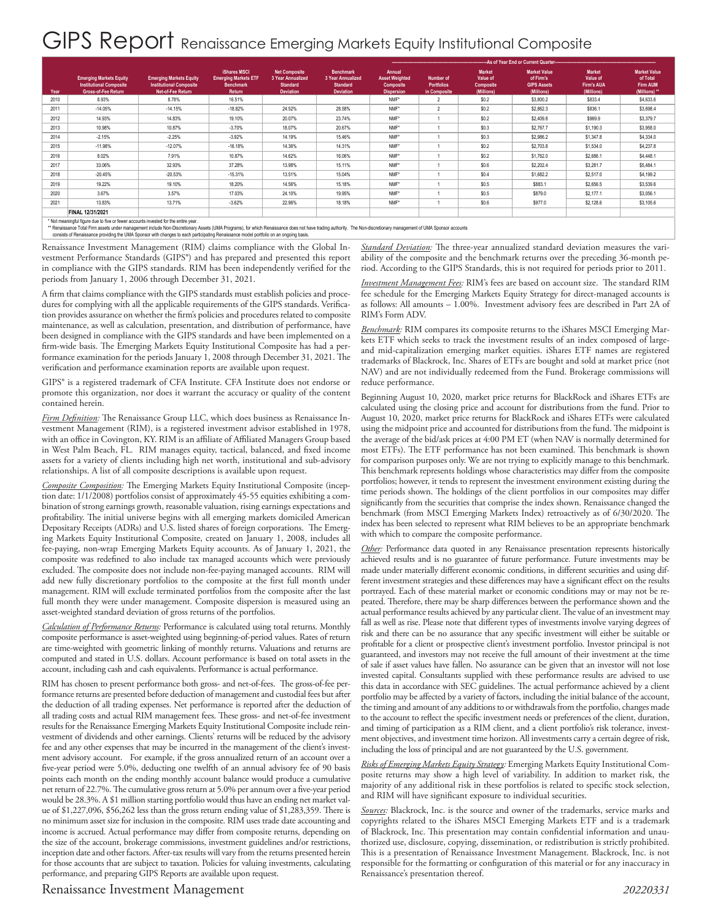# GIPS Report Renaissance Emerging Markets Equity Institutional Composite

| Year | Emerging Markets Equity Institutional Composite Gross-of-Fee Return | Emerging Markets Equity Institutional Composite Net-of-Fee Return | iShares MSCI Emerging Markets ETF Benchmark Return | Net Composite 3 Year Annualized Standard Deviation | Benchmark 3 Year Annualized Standard Deviation | Annual Asset Weighted Composite Dispersion | Number of Portfolios in Composite | Market Value of Composite (Millions) | Market Value of Firm's GIPS Assets (Millions) | Market Value of Firm's AUA (Millions) | Market Value of Total Firm AUM (Millions) ** |
|---|---|---|---|---|---|---|---|---|---|---|---|
| | | | | | | -----As of Year End or Current Quarter----- | | | | | |
| 2010 | 8.93% | 8.78% | 16.51% | | | NMF* | 2 | $0.2 | $3,800.2 | $833.4 | $4,633.6 |
| 2011 | -14.05% | -14.15% | -18.82% | 24.52% | 28.58% | NMF* | 2 | $0.2 | $2,862.3 | $836.1 | $3,698.4 |
| 2012 | 14.93% | 14.83% | 19.10% | 20.07% | 23.74% | NMF* | 1 | $0.2 | $2,409.8 | $969.9 | $3,379.7 |
| 2013 | 10.98% | 10.87% | -3.70% | 18.07% | 20.67% | NMF* | 1 | $0.3 | $2,767.7 | $1,190.3 | $3,958.0 |
| 2014 | -2.15% | -2.25% | -3.92% | 14.19% | 15.46% | NMF* | 1 | $0.3 | $2,986.2 | $1,347.8 | $4,334.0 |
| 2015 | -11.98% | -12.07% | -16.18% | 14.36% | 14.31% | NMF* | 1 | $0.2 | $2,703.8 | $1,534.0 | $4,237.8 |
| 2016 | 8.02% | 7.91% | 10.87% | 14.62% | 16.06% | NMF* | 1 | $0.2 | $1,762.0 | $2,686.1 | $4,448.1 |
| 2017 | 33.06% | 32.93% | 37.28% | 13.98% | 15.11% | NMF* | 1 | $0.6 | $2,202.4 | $3,281.7 | $5,484.1 |
| 2018 | -20.45% | -20.53% | -15.31% | 13.51% | 15.04% | NMF* | 1 | $0.4 | $1,682.2 | $2,517.0 | $4,199.2 |
| 2019 | 19.22% | 19.10% | 18.20% | 14.56% | 15.18% | NMF* | 1 | $0.5 | $883.1 | $2,656.5 | $3,539.6 |
| 2020 | 3.67% | 3.57% | 17.03% | 24.10% | 19.95% | NMF* | 1 | $0.5 | $879.0 | $2,177.1 | $3,056.1 |
| 2021 | 13.83% | 13.71% | -3.62% | 22.96% | 18.18% | NMF* | 1 | $0.6 | $977.0 | $2,128.6 | $3,105.6 |
| | FINAL 12/31/2021 | | | | | | | | | | |

\* Not meaningful figure due to five or fewer accounts invested for the entire year.

** Renaissance Total Firm assets under management include Non-Discretionary Assets (UMA Programs), for which Renaissance does not have trading authority. The Non-discretionary management of UMA Sponsor accounts consists of Renaissance providing the UMA Sponsor with changes to each participating Renaissance model portfolio on an ongoing basis.

Renaissance Investment Management (RIM) claims compliance with the Global Investment Performance Standards (GIPS®) and has prepared and presented this report in compliance with the GIPS standards. RIM has been independently verified for the periods from January 1, 2006 through December 31, 2021.

A firm that claims compliance with the GIPS standards must establish policies and procedures for complying with all the applicable requirements of the GIPS standards. Verification provides assurance on whether the firm's policies and procedures related to composite maintenance, as well as calculation, presentation, and distribution of performance, have been designed in compliance with the GIPS standards and have been implemented on a firm-wide basis. The Emerging Markets Equity Institutional Composite has had a performance examination for the periods January 1, 2008 through December 31, 2021. The verification and performance examination reports are available upon request.

GIPS® is a registered trademark of CFA Institute. CFA Institute does not endorse or promote this organization, nor does it warrant the accuracy or quality of the content contained herein.

*Firm Definition:* The Renaissance Group LLC, which does business as Renaissance Investment Management (RIM), is a registered investment advisor established in 1978, with an office in Covington, KY. RIM is an affiliate of Affiliated Managers Group based in West Palm Beach, FL. RIM manages equity, tactical, balanced, and fixed income assets for a variety of clients including high net worth, institutional and sub-advisory relationships. A list of all composite descriptions is available upon request.

*Composite Composition:* The Emerging Markets Equity Institutional Composite (inception date: 1/1/2008) portfolios consist of approximately 45-55 equities exhibiting a combination of strong earnings growth, reasonable valuation, rising earnings expectations and profitability. The initial universe begins with all emerging markets domiciled American Depositary Receipts (ADRs) and U.S. listed shares of foreign corporations. The Emerging Markets Equity Institutional Composite, created on January 1, 2008, includes all fee-paying, non-wrap Emerging Markets Equity accounts. As of January 1, 2021, the composite was redefined to also include tax managed accounts which were previously excluded. The composite does not include non-fee-paying managed accounts. RIM will add new fully discretionary portfolios to the composite at the first full month under management. RIM will exclude terminated portfolios from the composite after the last full month they were under management. Composite dispersion is measured using an asset-weighted standard deviation of gross returns of the portfolios.

*Calculation of Performance Returns:* Performance is calculated using total returns. Monthly composite performance is asset-weighted using beginning-of-period values. Rates of return are time-weighted with geometric linking of monthly returns. Valuations and returns are computed and stated in U.S. dollars. Account performance is based on total assets in the account, including cash and cash equivalents. Performance is actual performance.

RIM has chosen to present performance both gross- and net-of-fees. The gross-of-fee performance returns are presented before deduction of management and custodial fees but after the deduction of all trading expenses. Net performance is reported after the deduction of all trading costs and actual RIM management fees. These gross- and net-of-fee investment results for the Renaissance Emerging Markets Equity Institutional Composite include reinvestment of dividends and other earnings. Clients' returns will be reduced by the advisory fee and any other expenses that may be incurred in the management of the client's investment advisory account. For example, if the gross annualized return of an account over a five-year period were 5.0%, deducting one twelfth of an annual advisory fee of 90 basis points each month on the ending monthly account balance would produce a cumulative net return of 22.7%. The cumulative gross return at 5.0% per annum over a five-year period would be 28.3%. A $1 million starting portfolio would thus have an ending net market value of $1,227,096, $56,262 less than the gross return ending value of $1,283,359. There is no minimum asset size for inclusion in the composite. RIM uses trade date accounting and income is accrued. Actual performance may differ from composite returns, depending on the size of the account, brokerage commissions, investment guidelines and/or restrictions, inception date and other factors. After-tax results will vary from the returns presented herein for those accounts that are subject to taxation. Policies for valuing investments, calculating performance, and preparing GIPS Reports are available upon request.

*Standard Deviation:* The three-year annualized standard deviation measures the variability of the composite and the benchmark returns over the preceding 36-month period. According to the GIPS Standards, this is not required for periods prior to 2011.

*Investment Management Fees:* RIM's fees are based on account size. The standard RIM fee schedule for the Emerging Markets Equity Strategy for direct-managed accounts is as follows: All amounts – 1.00%. Investment advisory fees are described in Part 2A of RIM's Form ADV.

*Benchmark:* RIM compares its composite returns to the iShares MSCI Emerging Markets ETF which seeks to track the investment results of an index composed of large- and mid-capitalization emerging market equities. iShares ETF names are registered trademarks of Blackrock, Inc. Shares of ETFs are bought and sold at market price (not NAV) and are not individually redeemed from the Fund. Brokerage commissions will reduce performance.

Beginning August 10, 2020, market price returns for BlackRock and iShares ETFs are calculated using the closing price and account for distributions from the fund. Prior to August 10, 2020, market price returns for BlackRock and iShares ETFs were calculated using the midpoint price and accounted for distributions from the fund. The midpoint is the average of the bid/ask prices at 4:00 PM ET (when NAV is normally determined for most ETFs). The ETF performance has not been examined. This benchmark is shown for comparison purposes only. We are not trying to explicitly manage to this benchmark. This benchmark represents holdings whose characteristics may differ from the composite portfolios; however, it tends to represent the investment environment existing during the time periods shown. The holdings of the client portfolios in our composites may differ significantly from the securities that comprise the index shown. Renaissance changed the benchmark (from MSCI Emerging Markets Index) retroactively as of 6/30/2020. The index has been selected to represent what RIM believes to be an appropriate benchmark with which to compare the composite performance.

*Other:* Performance data quoted in any Renaissance presentation represents historically achieved results and is no guarantee of future performance. Future investments may be made under materially different economic conditions, in different securities and using different investment strategies and these differences may have a significant effect on the results portrayed. Each of these material market or economic conditions may or may not be repeated. Therefore, there may be sharp differences between the performance shown and the actual performance results achieved by any particular client. The value of an investment may fall as well as rise. Please note that different types of investments involve varying degrees of risk and there can be no assurance that any specific investment will either be suitable or profitable for a client or prospective client's investment portfolio. Investor principal is not guaranteed, and investors may not receive the full amount of their investment at the time of sale if asset values have fallen. No assurance can be given that an investor will not lose invested capital. Consultants supplied with these performance results are advised to use this data in accordance with SEC guidelines. The actual performance achieved by a client portfolio may be affected by a variety of factors, including the initial balance of the account, the timing and amount of any additions to or withdrawals from the portfolio, changes made to the account to reflect the specific investment needs or preferences of the client, duration, and timing of participation as a RIM client, and a client portfolio's risk tolerance, investment objectives, and investment time horizon. All investments carry a certain degree of risk, including the loss of principal and are not guaranteed by the U.S. government.

*Risks of Emerging Markets Equity Strategy:* Emerging Markets Equity Institutional Composite returns may show a high level of variability. In addition to market risk, the majority of any additional risk in these portfolios is related to specific stock selection, and RIM will have significant exposure to individual securities.

*Sources:* Blackrock, Inc. is the source and owner of the trademarks, service marks and copyrights related to the iShares MSCI Emerging Markets ETF and is a trademark of Blackrock, Inc. This presentation may contain confidential information and unauthorized use, disclosure, copying, dissemination, or redistribution is strictly prohibited. This is a presentation of Renaissance Investment Management. Blackrock, Inc. is not responsible for the formatting or configuration of this material or for any inaccuracy in Renaissance's presentation thereof.

Renaissance Investment Management *20220331*